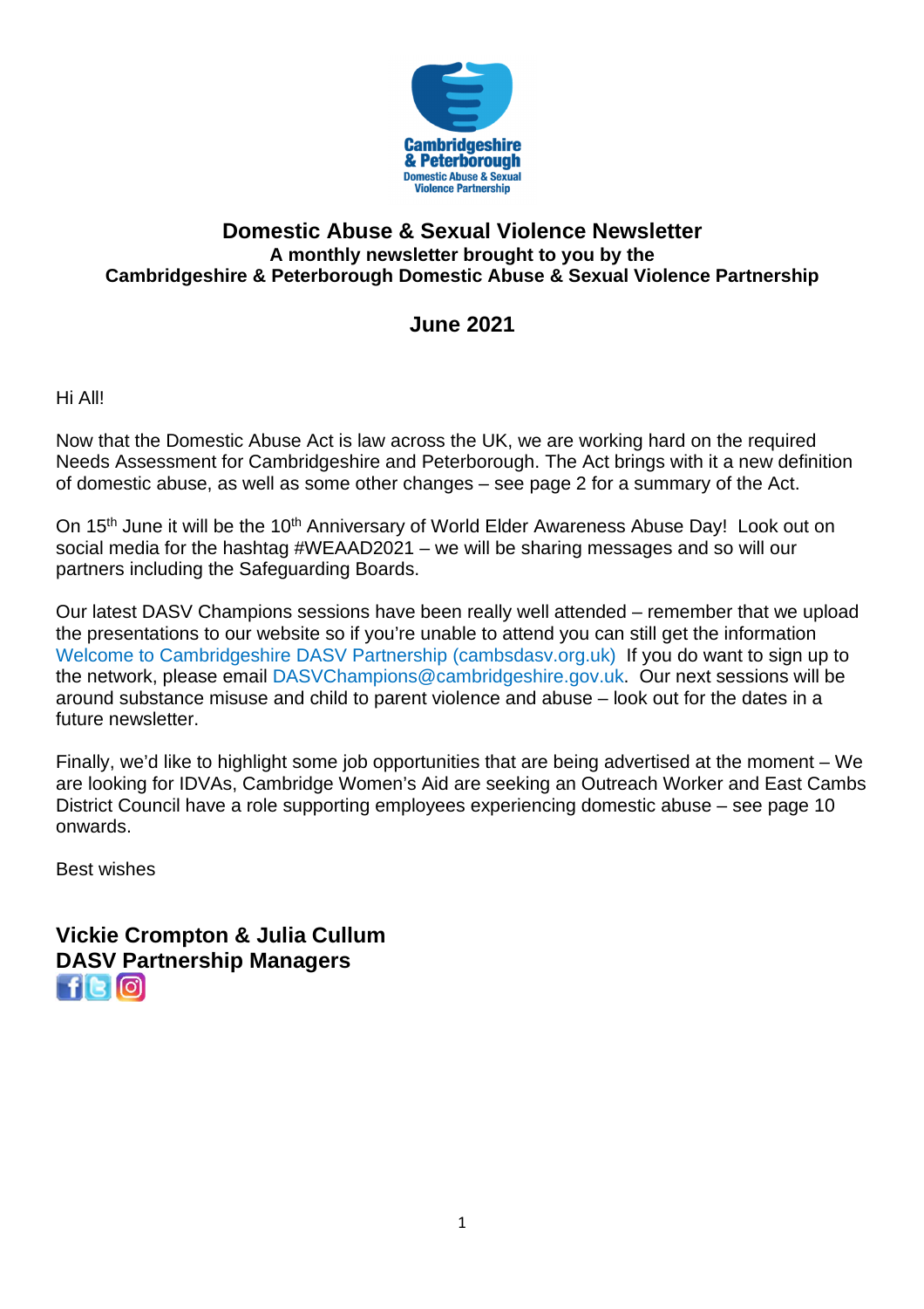# Domestic Abuse & Sexual Violence Newsletter

**A monthly newsletter brought to you by the**
**Cambridgeshire & Peterborough Domestic Abuse & Sexual Violence Partnership**

## June 2021

Hi All!

Now that the Domestic Abuse Act is law across the UK, we are working hard on the required Needs Assessment for Cambridgeshire and Peterborough. The Act brings with it a new definition of domestic abuse, as well as some other changes – see page 2 for a summary of the Act.

On 15th June it will be the 10th Anniversary of World Elder Awareness Abuse Day! Look out on social media for the hashtag #WEAAD2021 – we will be sharing messages and so will our partners including the Safeguarding Boards.

Our latest DASV Champions sessions have been really well attended – remember that we upload the presentations to our website so if you're unable to attend you can still get the information Welcome to Cambridgeshire DASV Partnership (cambsdasv.org.uk) If you do want to sign up to the network, please email DASVChampions@cambridgeshire.gov.uk. Our next sessions will be around substance misuse and child to parent violence and abuse – look out for the dates in a future newsletter.

Finally, we'd like to highlight some job opportunities that are being advertised at the moment – We are looking for IDVAs, Cambridge Women's Aid are seeking an Outreach Worker and East Cambs District Council have a role supporting employees experiencing domestic abuse – see page 10 onwards.

Best wishes

**Vickie Crompton & Julia Cullum**
**DASV Partnership Managers**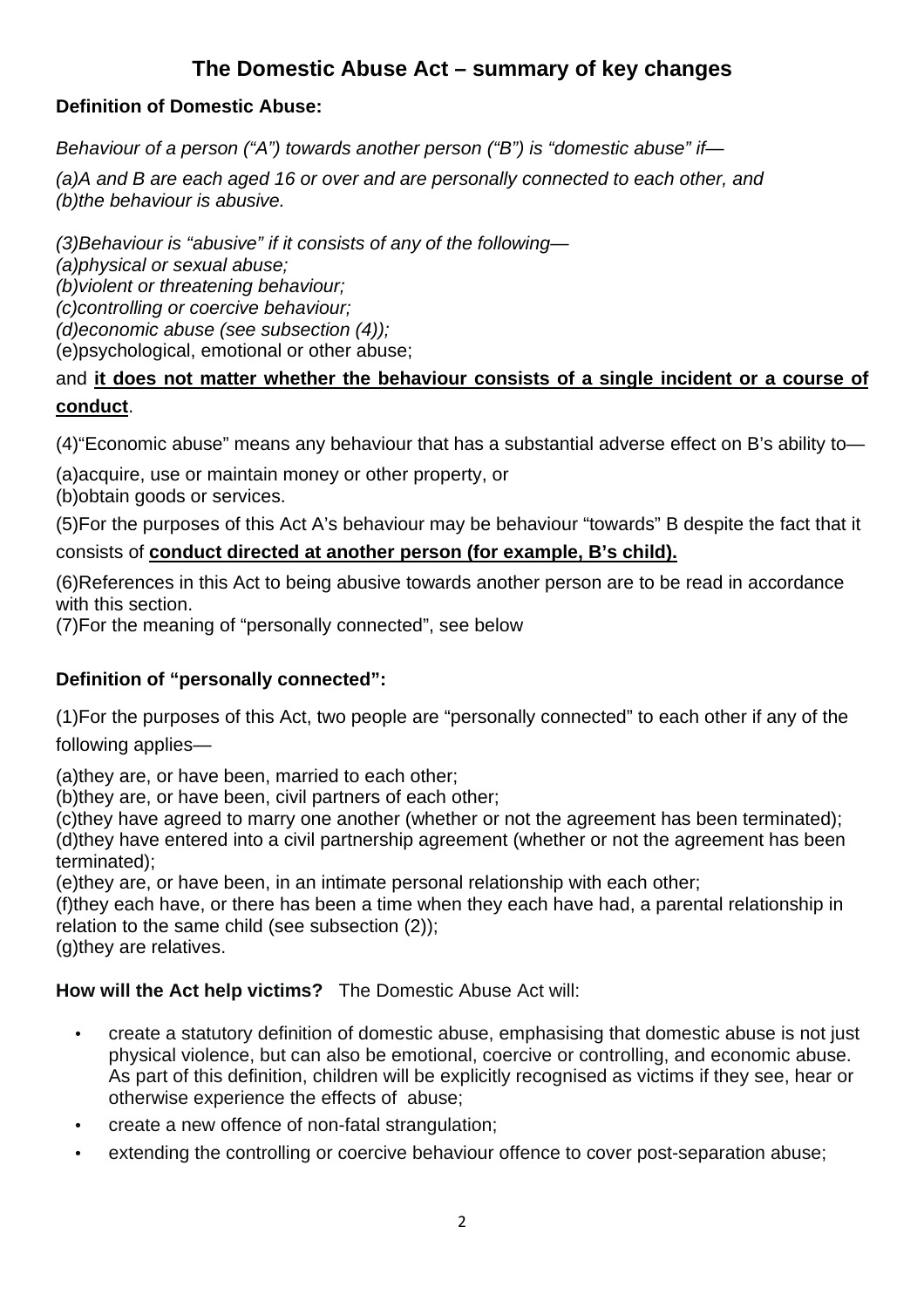# The Domestic Abuse Act – summary of key changes

**Definition of Domestic Abuse:**

*Behaviour of a person ("A") towards another person ("B") is "domestic abuse" if—*

*(a)A and B are each aged 16 or over and are personally connected to each other, and*
*(b)the behaviour is abusive.*

*(3)Behaviour is "abusive" if it consists of any of the following—*
*(a)physical or sexual abuse;*
*(b)violent or threatening behaviour;*
*(c)controlling or coercive behaviour;*
*(d)economic abuse (see subsection (4));*
(e)psychological, emotional or other abuse;

and **<u>it does not matter whether the behaviour consists of a single incident or a course of conduct</u>**.

(4)"Economic abuse" means any behaviour that has a substantial adverse effect on B's ability to—

(a)acquire, use or maintain money or other property, or
(b)obtain goods or services.

(5)For the purposes of this Act A's behaviour may be behaviour "towards" B despite the fact that it consists of **<u>conduct directed at another person (for example, B's child).</u>**

(6)References in this Act to being abusive towards another person are to be read in accordance with this section.
(7)For the meaning of "personally connected", see below

**Definition of "personally connected":**

(1)For the purposes of this Act, two people are "personally connected" to each other if any of the following applies—

(a)they are, or have been, married to each other;
(b)they are, or have been, civil partners of each other;
(c)they have agreed to marry one another (whether or not the agreement has been terminated);
(d)they have entered into a civil partnership agreement (whether or not the agreement has been terminated);
(e)they are, or have been, in an intimate personal relationship with each other;
(f)they each have, or there has been a time when they each have had, a parental relationship in relation to the same child (see subsection (2));
(g)they are relatives.

**How will the Act help victims?** The Domestic Abuse Act will:

- create a statutory definition of domestic abuse, emphasising that domestic abuse is not just physical violence, but can also be emotional, coercive or controlling, and economic abuse. As part of this definition, children will be explicitly recognised as victims if they see, hear or otherwise experience the effects of abuse;
- create a new offence of non-fatal strangulation;
- extending the controlling or coercive behaviour offence to cover post-separation abuse;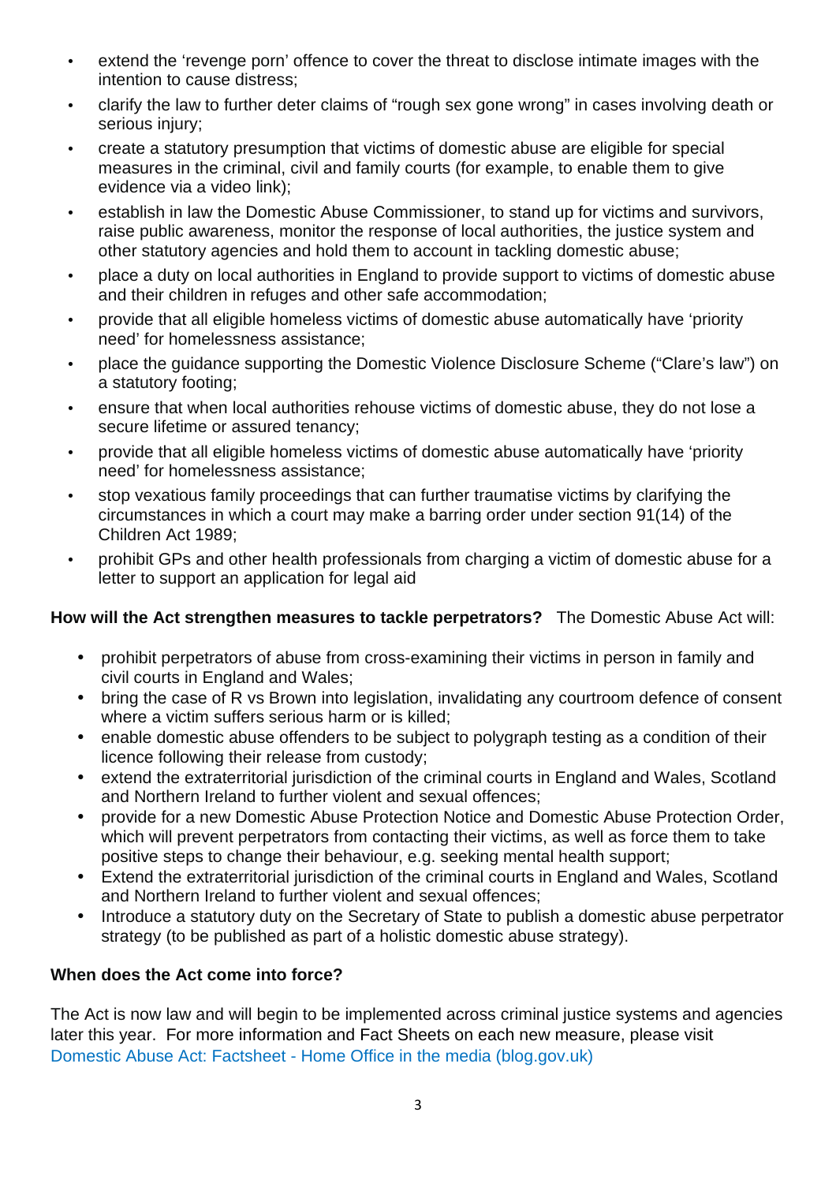- extend the 'revenge porn' offence to cover the threat to disclose intimate images with the intention to cause distress;
- clarify the law to further deter claims of "rough sex gone wrong" in cases involving death or serious injury;
- create a statutory presumption that victims of domestic abuse are eligible for special measures in the criminal, civil and family courts (for example, to enable them to give evidence via a video link);
- establish in law the Domestic Abuse Commissioner, to stand up for victims and survivors, raise public awareness, monitor the response of local authorities, the justice system and other statutory agencies and hold them to account in tackling domestic abuse;
- place a duty on local authorities in England to provide support to victims of domestic abuse and their children in refuges and other safe accommodation;
- provide that all eligible homeless victims of domestic abuse automatically have 'priority need' for homelessness assistance;
- place the guidance supporting the Domestic Violence Disclosure Scheme ("Clare's law") on a statutory footing;
- ensure that when local authorities rehouse victims of domestic abuse, they do not lose a secure lifetime or assured tenancy;
- provide that all eligible homeless victims of domestic abuse automatically have 'priority need' for homelessness assistance;
- stop vexatious family proceedings that can further traumatise victims by clarifying the circumstances in which a court may make a barring order under section 91(14) of the Children Act 1989;
- prohibit GPs and other health professionals from charging a victim of domestic abuse for a letter to support an application for legal aid

**How will the Act strengthen measures to tackle perpetrators?** The Domestic Abuse Act will:

- prohibit perpetrators of abuse from cross-examining their victims in person in family and civil courts in England and Wales;
- bring the case of R vs Brown into legislation, invalidating any courtroom defence of consent where a victim suffers serious harm or is killed;
- enable domestic abuse offenders to be subject to polygraph testing as a condition of their licence following their release from custody;
- extend the extraterritorial jurisdiction of the criminal courts in England and Wales, Scotland and Northern Ireland to further violent and sexual offences;
- provide for a new Domestic Abuse Protection Notice and Domestic Abuse Protection Order, which will prevent perpetrators from contacting their victims, as well as force them to take positive steps to change their behaviour, e.g. seeking mental health support;
- Extend the extraterritorial jurisdiction of the criminal courts in England and Wales, Scotland and Northern Ireland to further violent and sexual offences;
- Introduce a statutory duty on the Secretary of State to publish a domestic abuse perpetrator strategy (to be published as part of a holistic domestic abuse strategy).

**When does the Act come into force?**

The Act is now law and will begin to be implemented across criminal justice systems and agencies later this year. For more information and Fact Sheets on each new measure, please visit [Domestic Abuse Act: Factsheet - Home Office in the media (blog.gov.uk)]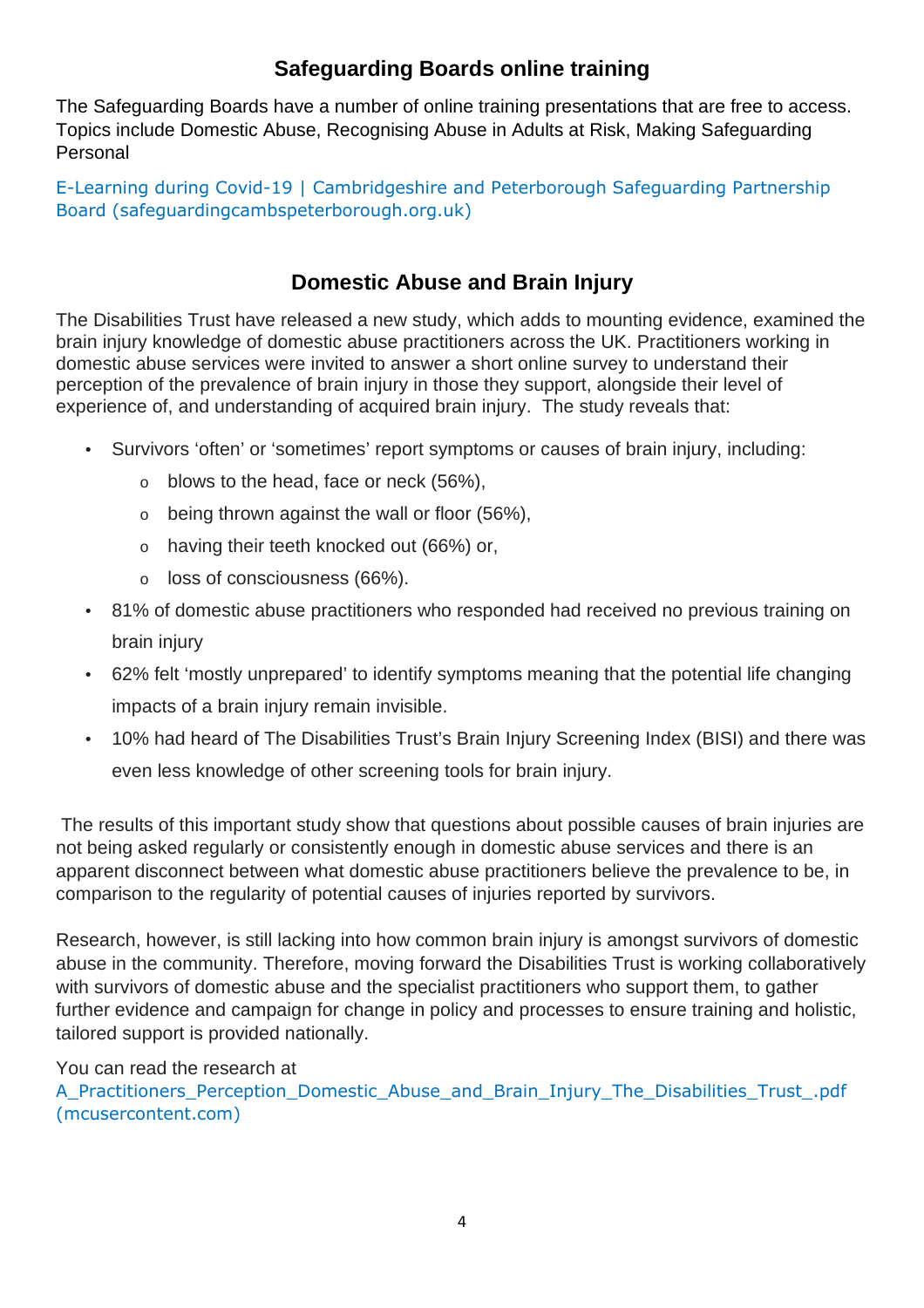## Safeguarding Boards online training

The Safeguarding Boards have a number of online training presentations that are free to access. Topics include Domestic Abuse, Recognising Abuse in Adults at Risk, Making Safeguarding Personal

E-Learning during Covid-19 | Cambridgeshire and Peterborough Safeguarding Partnership Board (safeguardingcambspeterborough.org.uk)

## Domestic Abuse and Brain Injury

The Disabilities Trust have released a new study, which adds to mounting evidence, examined the brain injury knowledge of domestic abuse practitioners across the UK. Practitioners working in domestic abuse services were invited to answer a short online survey to understand their perception of the prevalence of brain injury in those they support, alongside their level of experience of, and understanding of acquired brain injury. The study reveals that:

- Survivors 'often' or 'sometimes' report symptoms or causes of brain injury, including:
  - blows to the head, face or neck (56%),
  - being thrown against the wall or floor (56%),
  - having their teeth knocked out (66%) or,
  - loss of consciousness (66%).
- 81% of domestic abuse practitioners who responded had received no previous training on brain injury
- 62% felt 'mostly unprepared' to identify symptoms meaning that the potential life changing impacts of a brain injury remain invisible.
- 10% had heard of The Disabilities Trust's Brain Injury Screening Index (BISI) and there was even less knowledge of other screening tools for brain injury.

The results of this important study show that questions about possible causes of brain injuries are not being asked regularly or consistently enough in domestic abuse services and there is an apparent disconnect between what domestic abuse practitioners believe the prevalence to be, in comparison to the regularity of potential causes of injuries reported by survivors.

Research, however, is still lacking into how common brain injury is amongst survivors of domestic abuse in the community. Therefore, moving forward the Disabilities Trust is working collaboratively with survivors of domestic abuse and the specialist practitioners who support them, to gather further evidence and campaign for change in policy and processes to ensure training and holistic, tailored support is provided nationally.

You can read the research at
A_Practitioners_Perception_Domestic_Abuse_and_Brain_Injury_The_Disabilities_Trust_.pdf (mcusercontent.com)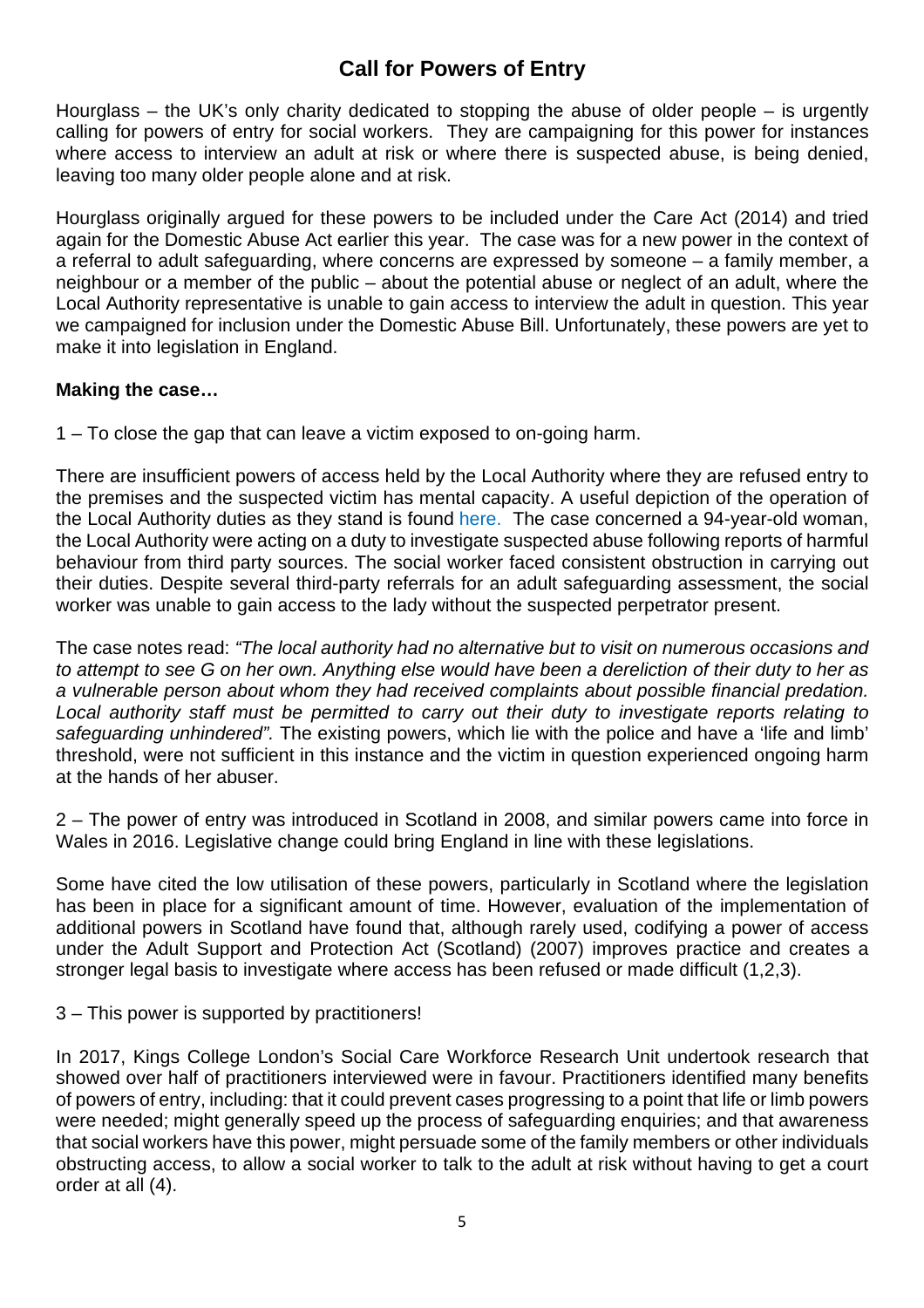## Call for Powers of Entry

Hourglass – the UK's only charity dedicated to stopping the abuse of older people – is urgently calling for powers of entry for social workers. They are campaigning for this power for instances where access to interview an adult at risk or where there is suspected abuse, is being denied, leaving too many older people alone and at risk.

Hourglass originally argued for these powers to be included under the Care Act (2014) and tried again for the Domestic Abuse Act earlier this year. The case was for a new power in the context of a referral to adult safeguarding, where concerns are expressed by someone – a family member, a neighbour or a member of the public – about the potential abuse or neglect of an adult, where the Local Authority representative is unable to gain access to interview the adult in question. This year we campaigned for inclusion under the Domestic Abuse Bill. Unfortunately, these powers are yet to make it into legislation in England.

**Making the case…**

1 – To close the gap that can leave a victim exposed to on-going harm.

There are insufficient powers of access held by the Local Authority where they are refused entry to the premises and the suspected victim has mental capacity. A useful depiction of the operation of the Local Authority duties as they stand is found here. The case concerned a 94-year-old woman, the Local Authority were acting on a duty to investigate suspected abuse following reports of harmful behaviour from third party sources. The social worker faced consistent obstruction in carrying out their duties. Despite several third-party referrals for an adult safeguarding assessment, the social worker was unable to gain access to the lady without the suspected perpetrator present.

The case notes read: *"The local authority had no alternative but to visit on numerous occasions and to attempt to see G on her own. Anything else would have been a dereliction of their duty to her as a vulnerable person about whom they had received complaints about possible financial predation. Local authority staff must be permitted to carry out their duty to investigate reports relating to safeguarding unhindered".* The existing powers, which lie with the police and have a 'life and limb' threshold, were not sufficient in this instance and the victim in question experienced ongoing harm at the hands of her abuser.

2 – The power of entry was introduced in Scotland in 2008, and similar powers came into force in Wales in 2016. Legislative change could bring England in line with these legislations.

Some have cited the low utilisation of these powers, particularly in Scotland where the legislation has been in place for a significant amount of time. However, evaluation of the implementation of additional powers in Scotland have found that, although rarely used, codifying a power of access under the Adult Support and Protection Act (Scotland) (2007) improves practice and creates a stronger legal basis to investigate where access has been refused or made difficult (1,2,3).

3 – This power is supported by practitioners!

In 2017, Kings College London's Social Care Workforce Research Unit undertook research that showed over half of practitioners interviewed were in favour. Practitioners identified many benefits of powers of entry, including: that it could prevent cases progressing to a point that life or limb powers were needed; might generally speed up the process of safeguarding enquiries; and that awareness that social workers have this power, might persuade some of the family members or other individuals obstructing access, to allow a social worker to talk to the adult at risk without having to get a court order at all (4).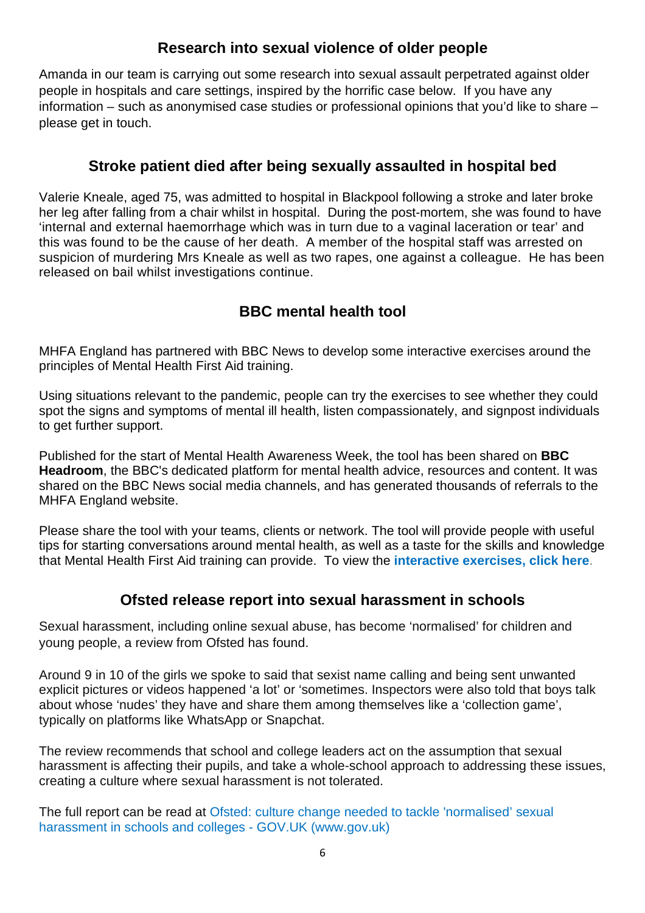## Research into sexual violence of older people

Amanda in our team is carrying out some research into sexual assault perpetrated against older people in hospitals and care settings, inspired by the horrific case below. If you have any information – such as anonymised case studies or professional opinions that you'd like to share – please get in touch.

## Stroke patient died after being sexually assaulted in hospital bed

Valerie Kneale, aged 75, was admitted to hospital in Blackpool following a stroke and later broke her leg after falling from a chair whilst in hospital. During the post-mortem, she was found to have 'internal and external haemorrhage which was in turn due to a vaginal laceration or tear' and this was found to be the cause of her death. A member of the hospital staff was arrested on suspicion of murdering Mrs Kneale as well as two rapes, one against a colleague. He has been released on bail whilst investigations continue.

## BBC mental health tool

MHFA England has partnered with BBC News to develop some interactive exercises around the principles of Mental Health First Aid training.

Using situations relevant to the pandemic, people can try the exercises to see whether they could spot the signs and symptoms of mental ill health, listen compassionately, and signpost individuals to get further support.

Published for the start of Mental Health Awareness Week, the tool has been shared on **BBC Headroom**, the BBC's dedicated platform for mental health advice, resources and content. It was shared on the BBC News social media channels, and has generated thousands of referrals to the MHFA England website.

Please share the tool with your teams, clients or network. The tool will provide people with useful tips for starting conversations around mental health, as well as a taste for the skills and knowledge that Mental Health First Aid training can provide. To view the **interactive exercises, click here**.

## Ofsted release report into sexual harassment in schools

Sexual harassment, including online sexual abuse, has become 'normalised' for children and young people, a review from Ofsted has found.

Around 9 in 10 of the girls we spoke to said that sexist name calling and being sent unwanted explicit pictures or videos happened 'a lot' or 'sometimes. Inspectors were also told that boys talk about whose 'nudes' they have and share them among themselves like a 'collection game', typically on platforms like WhatsApp or Snapchat.

The review recommends that school and college leaders act on the assumption that sexual harassment is affecting their pupils, and take a whole-school approach to addressing these issues, creating a culture where sexual harassment is not tolerated.

The full report can be read at Ofsted: culture change needed to tackle 'normalised' sexual harassment in schools and colleges - GOV.UK (www.gov.uk)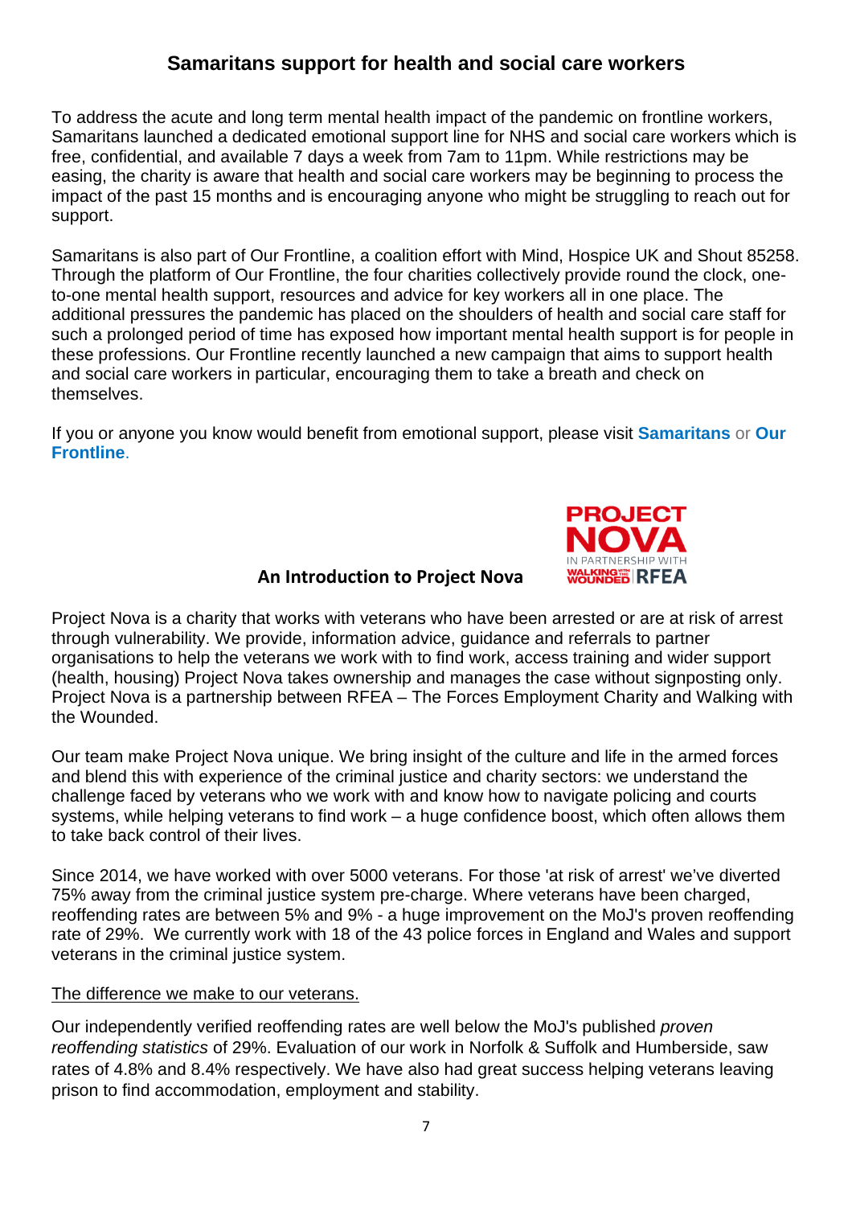## Samaritans support for health and social care workers

To address the acute and long term mental health impact of the pandemic on frontline workers, Samaritans launched a dedicated emotional support line for NHS and social care workers which is free, confidential, and available 7 days a week from 7am to 11pm. While restrictions may be easing, the charity is aware that health and social care workers may be beginning to process the impact of the past 15 months and is encouraging anyone who might be struggling to reach out for support.

Samaritans is also part of Our Frontline, a coalition effort with Mind, Hospice UK and Shout 85258. Through the platform of Our Frontline, the four charities collectively provide round the clock, one-to-one mental health support, resources and advice for key workers all in one place. The additional pressures the pandemic has placed on the shoulders of health and social care staff for such a prolonged period of time has exposed how important mental health support is for people in these professions. Our Frontline recently launched a new campaign that aims to support health and social care workers in particular, encouraging them to take a breath and check on themselves.

If you or anyone you know would benefit from emotional support, please visit **Samaritans** or **Our Frontline**.

PROJECT NOVA
IN PARTNERSHIP WITH
WALKING WITH THE WOUNDED | RFEA

## An Introduction to Project Nova

Project Nova is a charity that works with veterans who have been arrested or are at risk of arrest through vulnerability. We provide, information advice, guidance and referrals to partner organisations to help the veterans we work with to find work, access training and wider support (health, housing) Project Nova takes ownership and manages the case without signposting only. Project Nova is a partnership between RFEA – The Forces Employment Charity and Walking with the Wounded.

Our team make Project Nova unique. We bring insight of the culture and life in the armed forces and blend this with experience of the criminal justice and charity sectors: we understand the challenge faced by veterans who we work with and know how to navigate policing and courts systems, while helping veterans to find work – a huge confidence boost, which often allows them to take back control of their lives.

Since 2014, we have worked with over 5000 veterans. For those 'at risk of arrest' we've diverted 75% away from the criminal justice system pre-charge. Where veterans have been charged, reoffending rates are between 5% and 9% - a huge improvement on the MoJ's proven reoffending rate of 29%. We currently work with 18 of the 43 police forces in England and Wales and support veterans in the criminal justice system.

<u>The difference we make to our veterans.</u>

Our independently verified reoffending rates are well below the MoJ's published *proven reoffending statistics* of 29%. Evaluation of our work in Norfolk & Suffolk and Humberside, saw rates of 4.8% and 8.4% respectively. We have also had great success helping veterans leaving prison to find accommodation, employment and stability.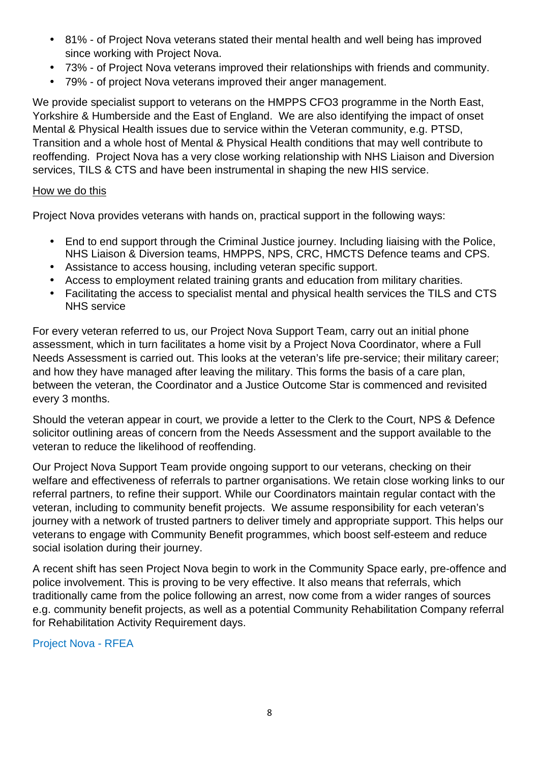- 81% - of Project Nova veterans stated their mental health and well being has improved since working with Project Nova.
- 73% - of Project Nova veterans improved their relationships with friends and community.
- 79% - of project Nova veterans improved their anger management.

We provide specialist support to veterans on the HMPPS CFO3 programme in the North East, Yorkshire & Humberside and the East of England. We are also identifying the impact of onset Mental & Physical Health issues due to service within the Veteran community, e.g. PTSD, Transition and a whole host of Mental & Physical Health conditions that may well contribute to reoffending. Project Nova has a very close working relationship with NHS Liaison and Diversion services, TILS & CTS and have been instrumental in shaping the new HIS service.

<u>How we do this</u>

Project Nova provides veterans with hands on, practical support in the following ways:

- End to end support through the Criminal Justice journey. Including liaising with the Police, NHS Liaison & Diversion teams, HMPPS, NPS, CRC, HMCTS Defence teams and CPS.
- Assistance to access housing, including veteran specific support.
- Access to employment related training grants and education from military charities.
- Facilitating the access to specialist mental and physical health services the TILS and CTS NHS service

For every veteran referred to us, our Project Nova Support Team, carry out an initial phone assessment, which in turn facilitates a home visit by a Project Nova Coordinator, where a Full Needs Assessment is carried out. This looks at the veteran's life pre-service; their military career; and how they have managed after leaving the military. This forms the basis of a care plan, between the veteran, the Coordinator and a Justice Outcome Star is commenced and revisited every 3 months.

Should the veteran appear in court, we provide a letter to the Clerk to the Court, NPS & Defence solicitor outlining areas of concern from the Needs Assessment and the support available to the veteran to reduce the likelihood of reoffending.

Our Project Nova Support Team provide ongoing support to our veterans, checking on their welfare and effectiveness of referrals to partner organisations. We retain close working links to our referral partners, to refine their support. While our Coordinators maintain regular contact with the veteran, including to community benefit projects. We assume responsibility for each veteran's journey with a network of trusted partners to deliver timely and appropriate support. This helps our veterans to engage with Community Benefit programmes, which boost self-esteem and reduce social isolation during their journey.

A recent shift has seen Project Nova begin to work in the Community Space early, pre-offence and police involvement. This is proving to be very effective. It also means that referrals, which traditionally came from the police following an arrest, now come from a wider ranges of sources e.g. community benefit projects, as well as a potential Community Rehabilitation Company referral for Rehabilitation Activity Requirement days.

Project Nova - RFEA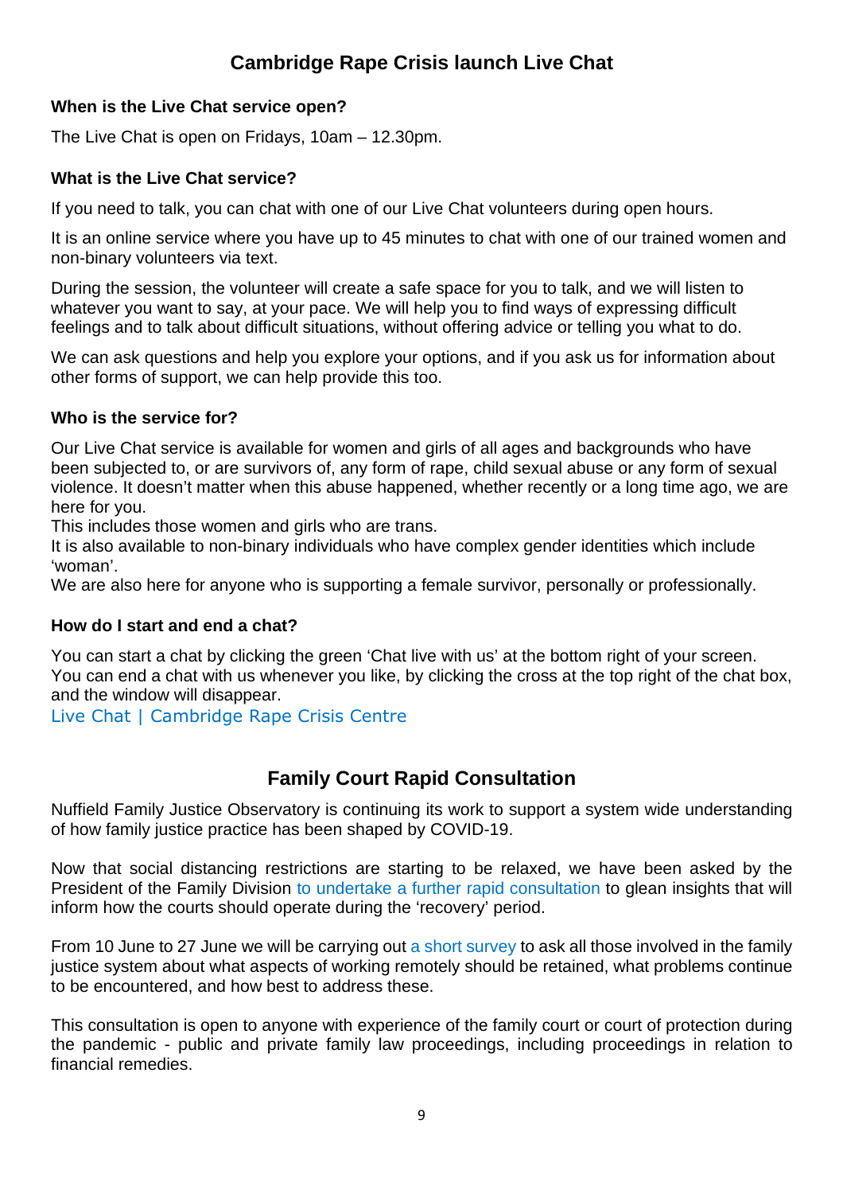## Cambridge Rape Crisis launch Live Chat

### When is the Live Chat service open?

The Live Chat is open on Fridays, 10am – 12.30pm.

### What is the Live Chat service?

If you need to talk, you can chat with one of our Live Chat volunteers during open hours.

It is an online service where you have up to 45 minutes to chat with one of our trained women and non-binary volunteers via text.

During the session, the volunteer will create a safe space for you to talk, and we will listen to whatever you want to say, at your pace. We will help you to find ways of expressing difficult feelings and to talk about difficult situations, without offering advice or telling you what to do.

We can ask questions and help you explore your options, and if you ask us for information about other forms of support, we can help provide this too.

### Who is the service for?

Our Live Chat service is available for women and girls of all ages and backgrounds who have been subjected to, or are survivors of, any form of rape, child sexual abuse or any form of sexual violence. It doesn't matter when this abuse happened, whether recently or a long time ago, we are here for you.
This includes those women and girls who are trans.
It is also available to non-binary individuals who have complex gender identities which include 'woman'.
We are also here for anyone who is supporting a female survivor, personally or professionally.

### How do I start and end a chat?

You can start a chat by clicking the green 'Chat live with us' at the bottom right of your screen.
You can end a chat with us whenever you like, by clicking the cross at the top right of the chat box, and the window will disappear.
Live Chat | Cambridge Rape Crisis Centre

## Family Court Rapid Consultation

Nuffield Family Justice Observatory is continuing its work to support a system wide understanding of how family justice practice has been shaped by COVID-19.

Now that social distancing restrictions are starting to be relaxed, we have been asked by the President of the Family Division to undertake a further rapid consultation to glean insights that will inform how the courts should operate during the 'recovery' period.

From 10 June to 27 June we will be carrying out a short survey to ask all those involved in the family justice system about what aspects of working remotely should be retained, what problems continue to be encountered, and how best to address these.

This consultation is open to anyone with experience of the family court or court of protection during the pandemic - public and private family law proceedings, including proceedings in relation to financial remedies.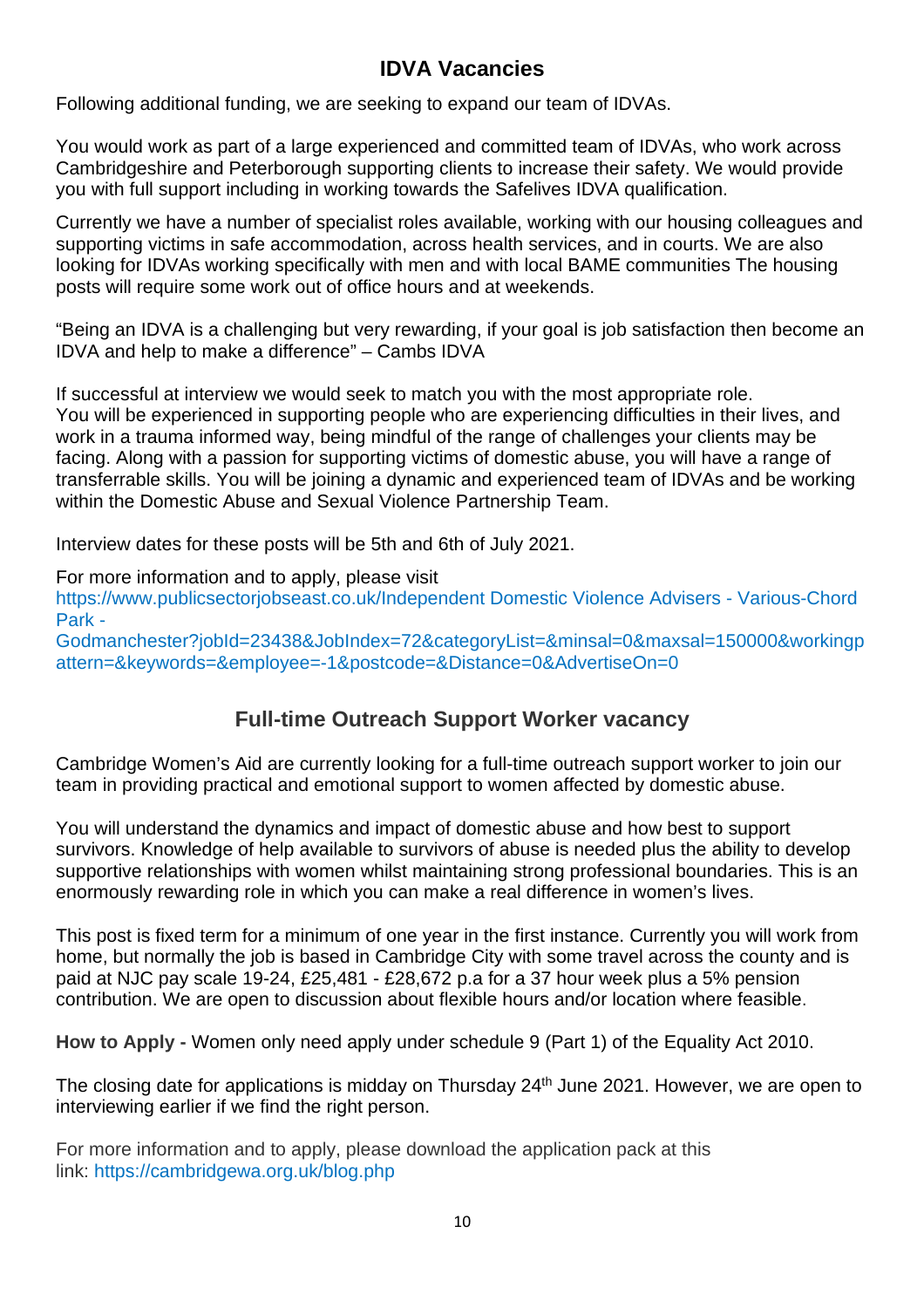## IDVA Vacancies

Following additional funding, we are seeking to expand our team of IDVAs.

You would work as part of a large experienced and committed team of IDVAs, who work across Cambridgeshire and Peterborough supporting clients to increase their safety. We would provide you with full support including in working towards the Safelives IDVA qualification.

Currently we have a number of specialist roles available, working with our housing colleagues and supporting victims in safe accommodation, across health services, and in courts. We are also looking for IDVAs working specifically with men and with local BAME communities The housing posts will require some work out of office hours and at weekends.

"Being an IDVA is a challenging but very rewarding, if your goal is job satisfaction then become an IDVA and help to make a difference" – Cambs IDVA

If successful at interview we would seek to match you with the most appropriate role.
You will be experienced in supporting people who are experiencing difficulties in their lives, and work in a trauma informed way, being mindful of the range of challenges your clients may be facing. Along with a passion for supporting victims of domestic abuse, you will have a range of transferrable skills. You will be joining a dynamic and experienced team of IDVAs and be working within the Domestic Abuse and Sexual Violence Partnership Team.

Interview dates for these posts will be 5th and 6th of July 2021.

For more information and to apply, please visit
https://www.publicsectorjobseast.co.uk/Independent Domestic Violence Advisers - Various-Chord Park - Godmanchester?jobId=23438&JobIndex=72&categoryList=&minsal=0&maxsal=150000&workingpattern=&keywords=&employee=-1&postcode=&Distance=0&AdvertiseOn=0

## Full-time Outreach Support Worker vacancy

Cambridge Women's Aid are currently looking for a full-time outreach support worker to join our team in providing practical and emotional support to women affected by domestic abuse.

You will understand the dynamics and impact of domestic abuse and how best to support survivors. Knowledge of help available to survivors of abuse is needed plus the ability to develop supportive relationships with women whilst maintaining strong professional boundaries. This is an enormously rewarding role in which you can make a real difference in women's lives.

This post is fixed term for a minimum of one year in the first instance. Currently you will work from home, but normally the job is based in Cambridge City with some travel across the county and is paid at NJC pay scale 19-24, £25,481 - £28,672 p.a for a 37 hour week plus a 5% pension contribution. We are open to discussion about flexible hours and/or location where feasible.

**How to Apply -** Women only need apply under schedule 9 (Part 1) of the Equality Act 2010.

The closing date for applications is midday on Thursday 24th June 2021. However, we are open to interviewing earlier if we find the right person.

For more information and to apply, please download the application pack at this link: https://cambridgewa.org.uk/blog.php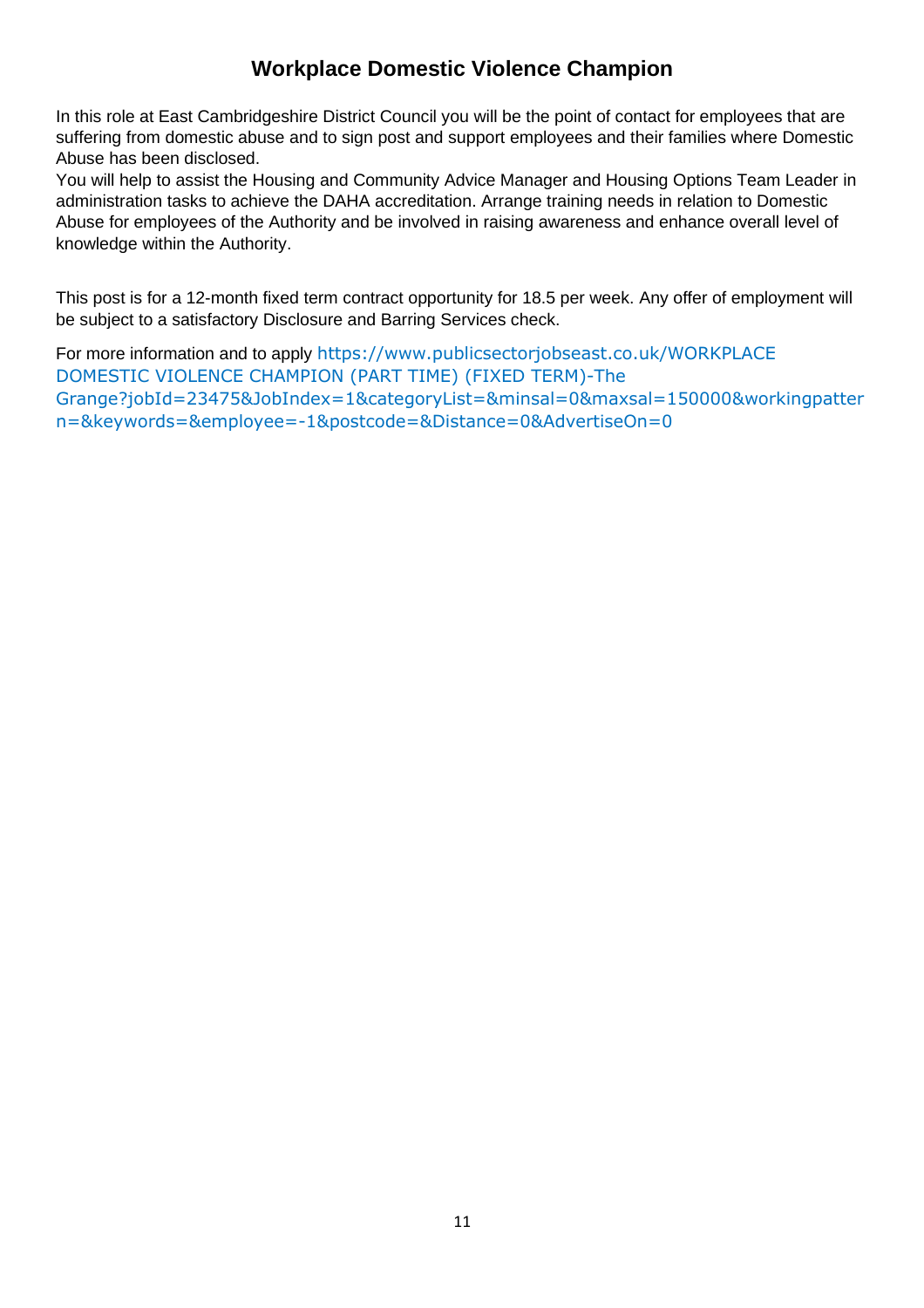# Workplace Domestic Violence Champion

In this role at East Cambridgeshire District Council you will be the point of contact for employees that are suffering from domestic abuse and to sign post and support employees and their families where Domestic Abuse has been disclosed.

You will help to assist the Housing and Community Advice Manager and Housing Options Team Leader in administration tasks to achieve the DAHA accreditation. Arrange training needs in relation to Domestic Abuse for employees of the Authority and be involved in raising awareness and enhance overall level of knowledge within the Authority.

This post is for a 12-month fixed term contract opportunity for 18.5 per week. Any offer of employment will be subject to a satisfactory Disclosure and Barring Services check.

For more information and to apply https://www.publicsectorjobseast.co.uk/WORKPLACE DOMESTIC VIOLENCE CHAMPION (PART TIME) (FIXED TERM)-The Grange?jobId=23475&JobIndex=1&categoryList=&minsal=0&maxsal=150000&workingpattern=&keywords=&employee=-1&postcode=&Distance=0&AdvertiseOn=0